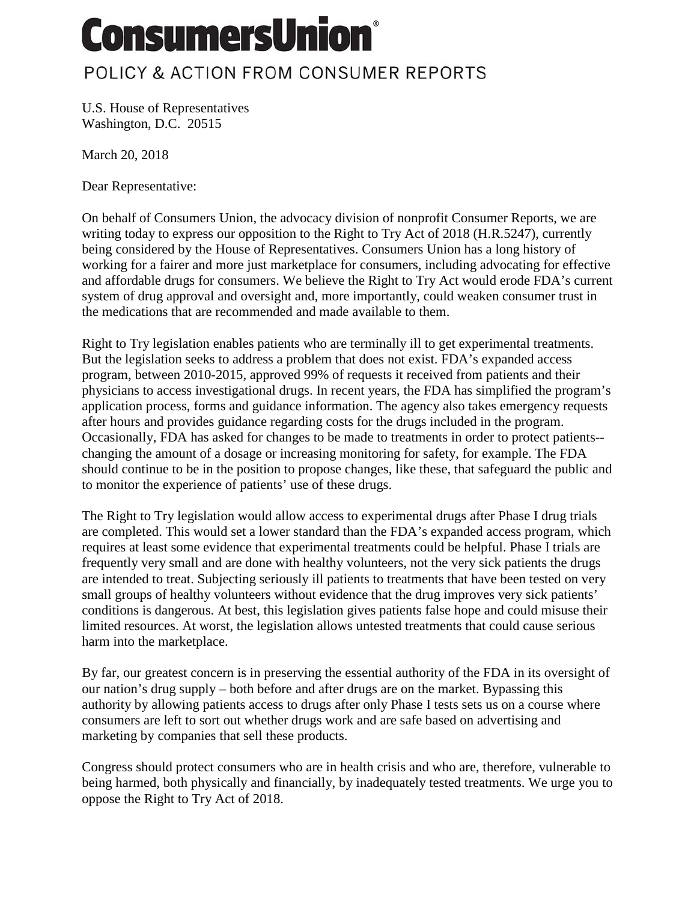# ConsumersUnion®

POLICY & ACTION FROM CONSUMER REPORTS

U.S. House of Representatives
Washington, D.C. 20515

March 20, 2018

Dear Representative:

On behalf of Consumers Union, the advocacy division of nonprofit Consumer Reports, we are writing today to express our opposition to the Right to Try Act of 2018 (H.R.5247), currently being considered by the House of Representatives. Consumers Union has a long history of working for a fairer and more just marketplace for consumers, including advocating for effective and affordable drugs for consumers. We believe the Right to Try Act would erode FDA's current system of drug approval and oversight and, more importantly, could weaken consumer trust in the medications that are recommended and made available to them.

Right to Try legislation enables patients who are terminally ill to get experimental treatments. But the legislation seeks to address a problem that does not exist. FDA's expanded access program, between 2010-2015, approved 99% of requests it received from patients and their physicians to access investigational drugs. In recent years, the FDA has simplified the program's application process, forms and guidance information. The agency also takes emergency requests after hours and provides guidance regarding costs for the drugs included in the program. Occasionally, FDA has asked for changes to be made to treatments in order to protect patients--changing the amount of a dosage or increasing monitoring for safety, for example. The FDA should continue to be in the position to propose changes, like these, that safeguard the public and to monitor the experience of patients' use of these drugs.

The Right to Try legislation would allow access to experimental drugs after Phase I drug trials are completed. This would set a lower standard than the FDA's expanded access program, which requires at least some evidence that experimental treatments could be helpful. Phase I trials are frequently very small and are done with healthy volunteers, not the very sick patients the drugs are intended to treat. Subjecting seriously ill patients to treatments that have been tested on very small groups of healthy volunteers without evidence that the drug improves very sick patients' conditions is dangerous. At best, this legislation gives patients false hope and could misuse their limited resources. At worst, the legislation allows untested treatments that could cause serious harm into the marketplace.

By far, our greatest concern is in preserving the essential authority of the FDA in its oversight of our nation's drug supply – both before and after drugs are on the market. Bypassing this authority by allowing patients access to drugs after only Phase I tests sets us on a course where consumers are left to sort out whether drugs work and are safe based on advertising and marketing by companies that sell these products.

Congress should protect consumers who are in health crisis and who are, therefore, vulnerable to being harmed, both physically and financially, by inadequately tested treatments. We urge you to oppose the Right to Try Act of 2018.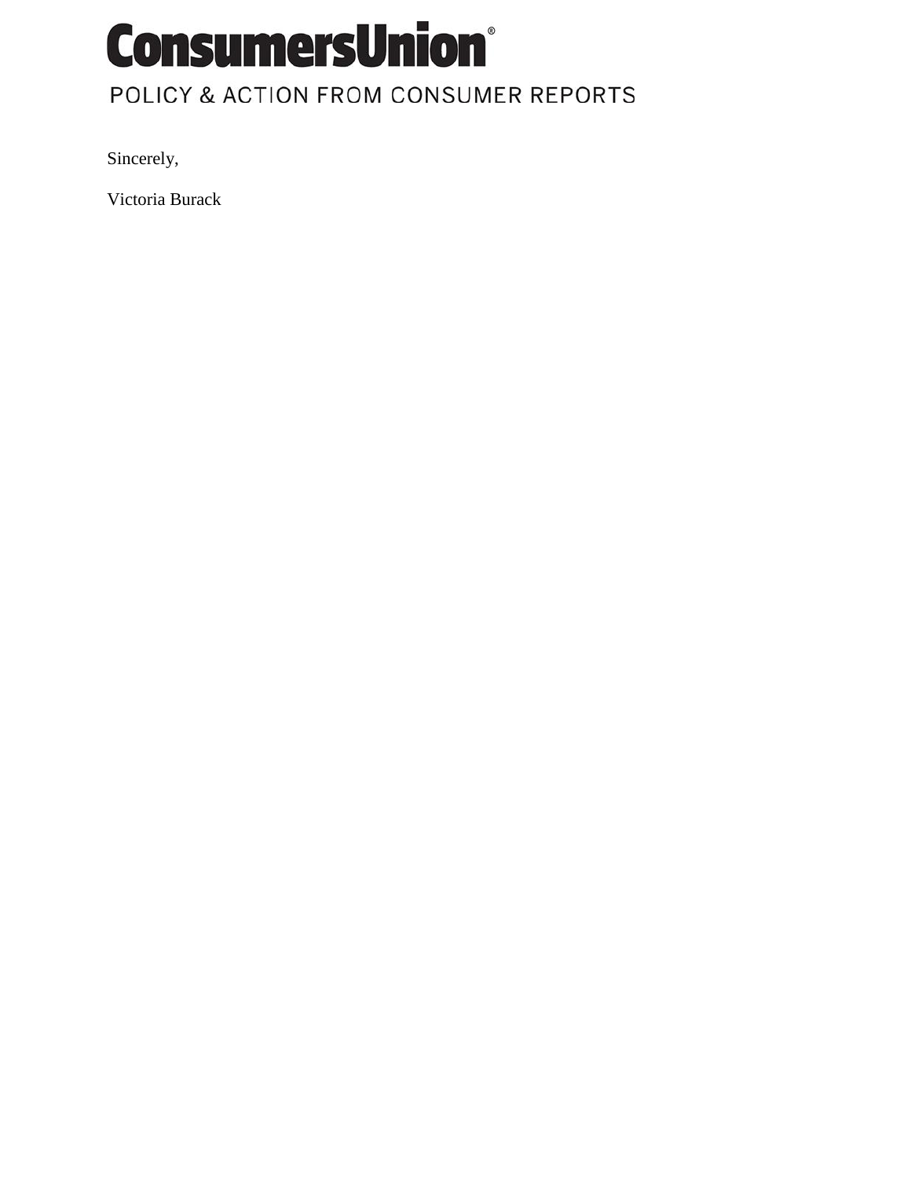Sincerely,

Victoria Burack